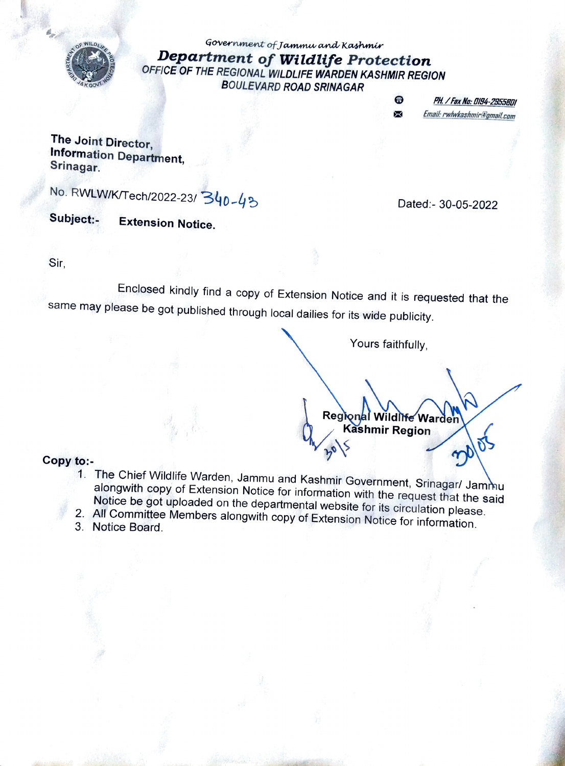*Government of Jammu and Kashmir*

# Department of Wildlife Protection

## OFFICE OF THE REGIONAL WILDLIFE WARDEN KASHMIR REGION
## BOULEVARD ROAD SRINAGAR

PH. / Fax No: 0194-2955801
Email: rwlwkashmir@gmail.com

**The Joint Director,**
**Information Department,**
**Srinagar.**

No. RWLW/K/Tech/2022-23/ 340-43

Dated:- 30-05-2022

**Subject:-** **Extension Notice.**

Sir,

Enclosed kindly find a copy of Extension Notice and it is requested that the same may please be got published through local dailies for its wide publicity.

Yours faithfully,

30/05

**Regional Wildlife Warden**
**Kashmir Region**

30/5

**Copy to:-**

1. The Chief Wildlife Warden, Jammu and Kashmir Government, Srinagar/ Jammu alongwith copy of Extension Notice for information with the request that the said Notice be got uploaded on the departmental website for its circulation please.
2. All Committee Members alongwith copy of Extension Notice for information.
3. Notice Board.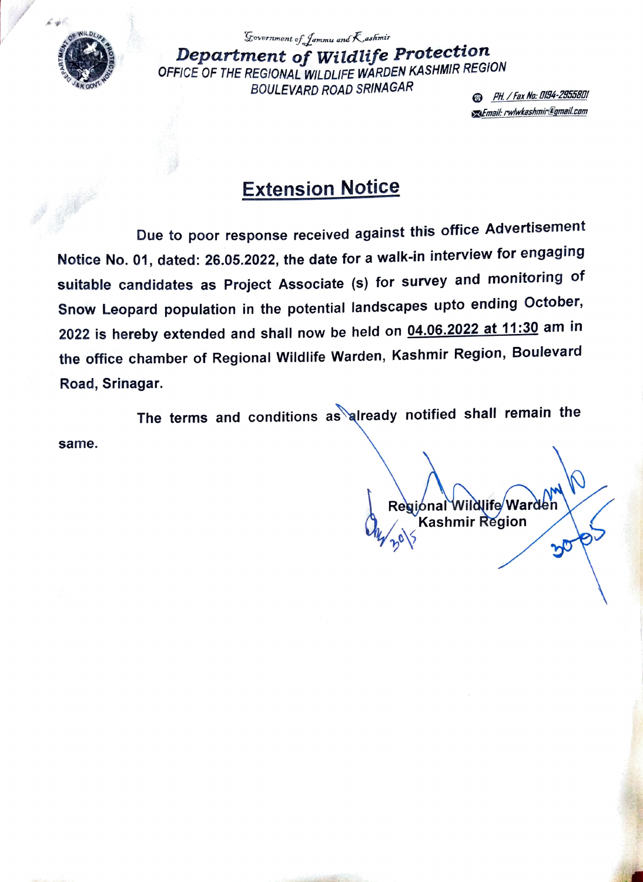Government of Jammu and Kashmir

**Department of Wildlife Protection**

OFFICE OF THE REGIONAL WILDLIFE WARDEN KASHMIR REGION

BOULEVARD ROAD SRINAGAR

PH. / Fax No: 0194-2955801

Email: rwlwkashmir@gmail.com

# Extension Notice

Due to poor response received against this office Advertisement Notice No. 01, dated: 26.05.2022, the date for a walk-in interview for engaging suitable candidates as Project Associate (s) for survey and monitoring of Snow Leopard population in the potential landscapes upto ending October, 2022 is hereby extended and shall now be held on **04.06.2022 at 11:30** am in the office chamber of Regional Wildlife Warden, Kashmir Region, Boulevard Road, Srinagar.

The terms and conditions as already notified shall remain the same.

Regional Wildlife Warden
Kashmir Region